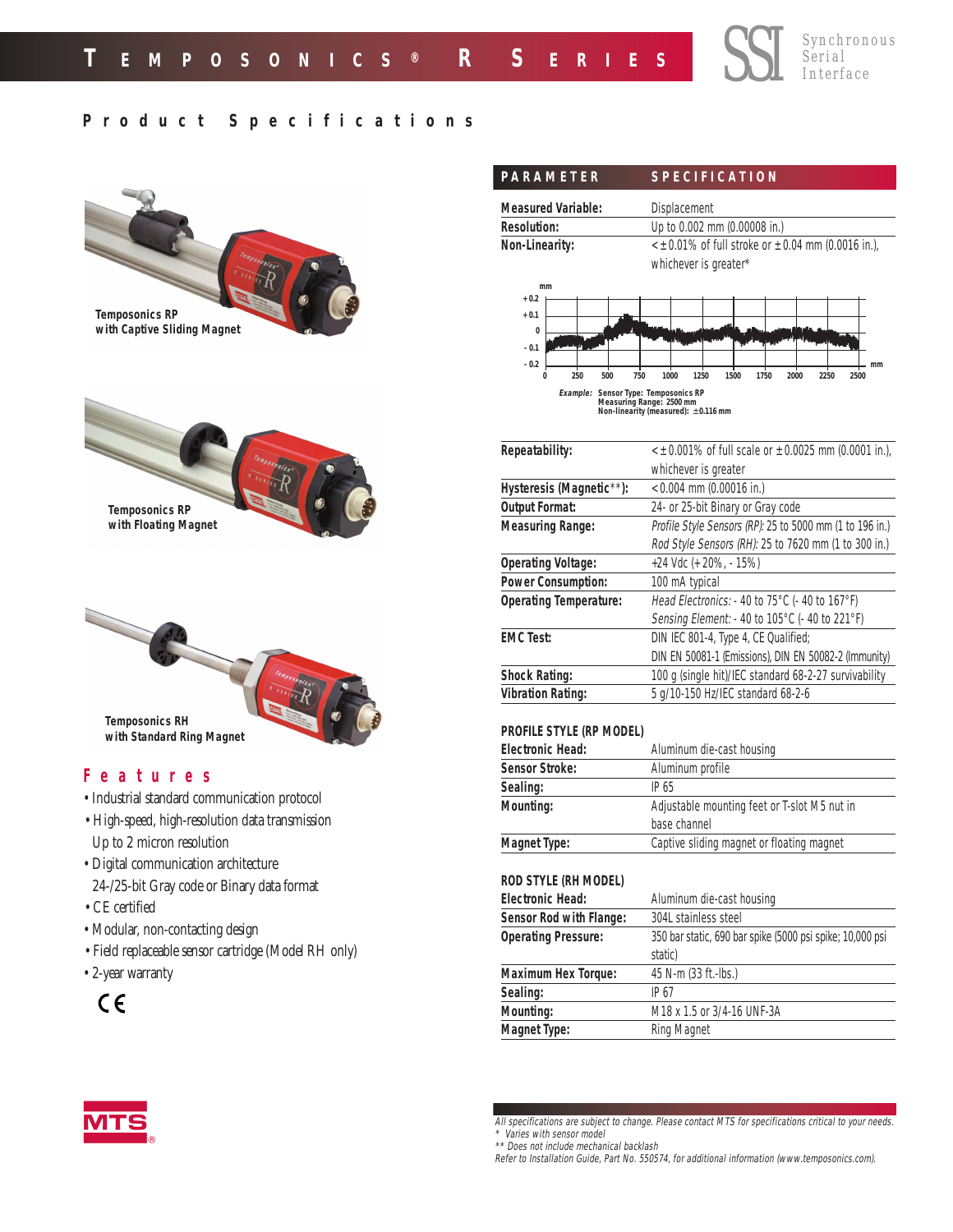# Temposonics® R Series

Synchronous Serial Interface

## Product Specifications

Temposonics RP with Captive Sliding Magnet

Temposonics RP with Floating Magnet

Temposonics RH with Standard Ring Magnet

## Features

- Industrial standard communication protocol
- High-speed, high-resolution data transmission Up to 2 micron resolution
- Digital communication architecture 24-/25-bit Gray code or Binary data format
- CE certified
- Modular, non-contacting design
- Field replaceable sensor cartridge (Model RH only)
- 2-year warranty

CE

| PARAMETER | SPECIFICATION |
|---|---|
| Measured Variable: | Displacement |
| Resolution: | Up to 0.002 mm (0.00008 in.) |
| Non-Linearity: | < ±0.01% of full stroke or ±0.04 mm (0.0016 in.), whichever is greater* |

*Example:* Sensor Type: Temposonics RP
Measuring Range: 2500 mm
Non-linearity (measured): ±0.116 mm

| | |
|---|---|
| Repeatability: | < ±0.001% of full scale or ±0.0025 mm (0.0001 in.), whichever is greater |
| Hysteresis (Magnetic**): | < 0.004 mm (0.00016 in.) |
| Output Format: | 24- or 25-bit Binary or Gray code |
| Measuring Range: | *Profile Style Sensors (RP):* 25 to 5000 mm (1 to 196 in.) *Rod Style Sensors (RH):* 25 to 7620 mm (1 to 300 in.) |
| Operating Voltage: | +24 Vdc (+20%, - 15%) |
| Power Consumption: | 100 mA typical |
| Operating Temperature: | *Head Electronics:* - 40 to 75°C (- 40 to 167°F) *Sensing Element:* - 40 to 105°C (- 40 to 221°F) |
| EMC Test: | DIN IEC 801-4, Type 4, CE Qualified; DIN EN 50081-1 (Emissions), DIN EN 50082-2 (Immunity) |
| Shock Rating: | 100 g (single hit)/IEC standard 68-2-27 survivability |
| Vibration Rating: | 5 g/10-150 Hz/IEC standard 68-2-6 |

### PROFILE STYLE (RP MODEL)

| | |
|---|---|
| Electronic Head: | Aluminum die-cast housing |
| Sensor Stroke: | Aluminum profile |
| Sealing: | IP 65 |
| Mounting: | Adjustable mounting feet or T-slot M5 nut in base channel |
| Magnet Type: | Captive sliding magnet or floating magnet |

### ROD STYLE (RH MODEL)

| | |
|---|---|
| Electronic Head: | Aluminum die-cast housing |
| Sensor Rod with Flange: | 304L stainless steel |
| Operating Pressure: | 350 bar static, 690 bar spike (5000 psi spike; 10,000 psi static) |
| Maximum Hex Torque: | 45 N-m (33 ft.-lbs.) |
| Sealing: | IP 67 |
| Mounting: | M18 x 1.5 or 3/4-16 UNF-3A |
| Magnet Type: | Ring Magnet |

MTS®

*All specifications are subject to change. Please contact MTS for specifications critical to your needs.*
*\* Varies with sensor model*
*\*\* Does not include mechanical backlash*
*Refer to Installation Guide, Part No. 550574, for additional information (www.temposonics.com).*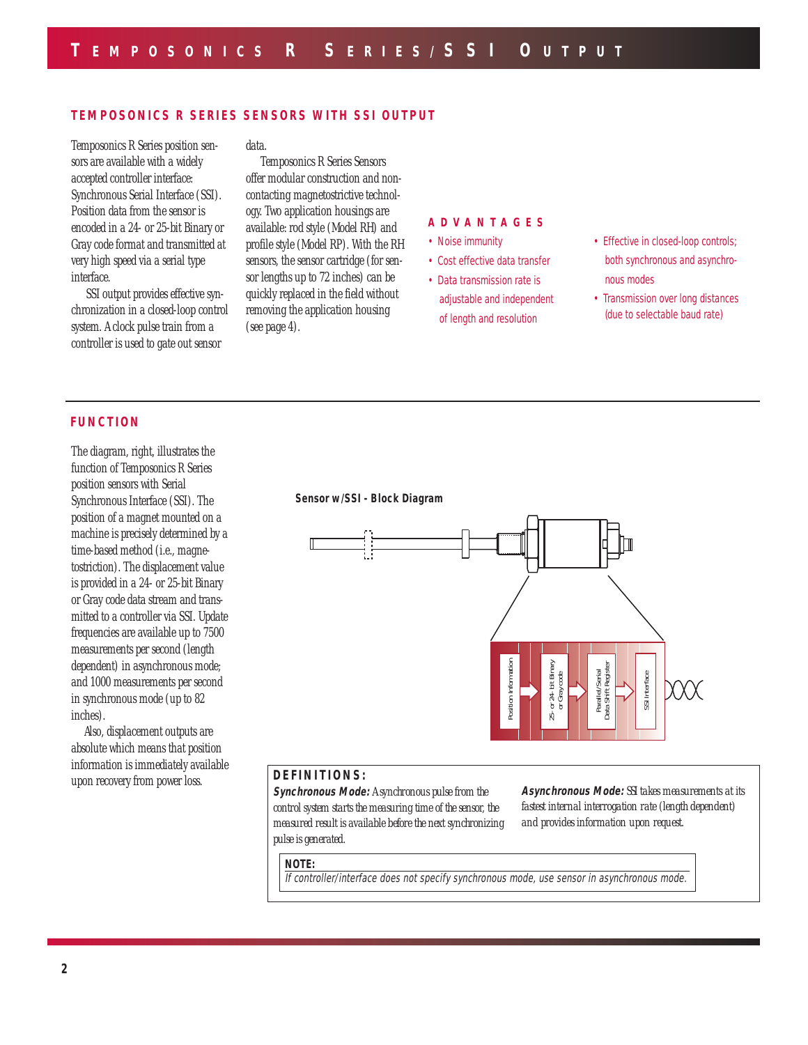## TEMPOSONICS R SERIES SENSORS WITH SSI OUTPUT

Temposonics R Series position sensors are available with a widely accepted controller interface: Synchronous Serial Interface (SSI). Position data from the sensor is encoded in a 24- or 25-bit Binary or Gray code format and transmitted at very high speed via a serial type interface.

SSI output provides effective synchronization in a closed-loop control system. A clock pulse train from a controller is used to gate out sensor data.

Temposonics R Series Sensors offer modular construction and non-contacting magnetostrictive technology. Two application housings are available: rod style (Model RH) and profile style (Model RP). With the RH sensors, the sensor cartridge (for sensor lengths up to 72 inches) can be quickly replaced in the field without removing the application housing (see page 4).

### ADVANTAGES

- Noise immunity
- Cost effective data transfer
- Data transmission rate is adjustable and independent of length and resolution
- Effective in closed-loop controls; both synchronous and asynchronous modes
- Transmission over long distances (due to selectable baud rate)

## FUNCTION

The diagram, right, illustrates the function of Temposonics R Series position sensors with Serial Synchronous Interface (SSI). The position of a magnet mounted on a machine is precisely determined by a time-based method (i.e., magnetostriction). The displacement value is provided in a 24- or 25-bit Binary or Gray code data stream and transmitted to a controller via SSI. Update frequencies are available up to 7500 measurements per second (length dependent) in asynchronous mode; and 1000 measurements per second in synchronous mode (up to 82 inches).

Also, displacement outputs are absolute which means that position information is immediately available upon recovery from power loss.

**Sensor w/SSI - Block Diagram**

Position Information → 25- or 24- bit Binary or Gray code → Parallel/Serial Data Shift Register → SSI Interface

### DEFINITIONS:

***Synchronous Mode:*** Asynchronous pulse from the control system starts the measuring time of the sensor, the measured result is available before the next synchronizing pulse is generated.

***Asynchronous Mode:*** SSI takes measurements at its fastest internal interrogation rate (length dependent) and provides information upon request.

**NOTE:**
*If controller/interface does not specify synchronous mode, use sensor in asynchronous mode.*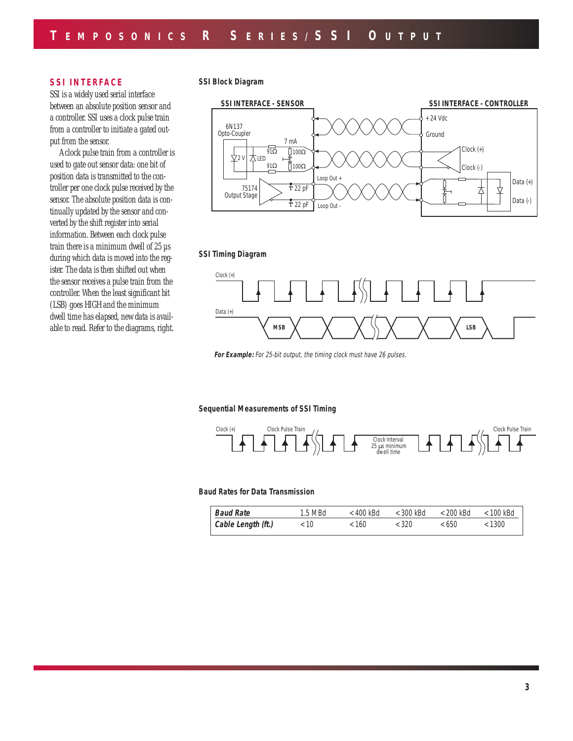## SSI INTERFACE

SSI is a widely used serial interface between an absolute position sensor and a controller. SSI uses a clock pulse train from a controller to initiate a gated output from the sensor.

A clock pulse train from a controller is used to gate out sensor data: one bit of position data is transmitted to the controller per one clock pulse received by the sensor. The absolute position data is continually updated by the sensor and converted by the shift register into serial information. Between each clock pulse train there is a minimum dwell of 25 µs during which data is moved into the register. The data is then shifted out when the sensor receives a pulse train from the controller. When the least significant bit (LSB) goes HIGH and the minimum dwell time has elapsed, new data is available to read. Refer to the diagrams, right.

### SSI Block Diagram

SSI INTERFACE - SENSOR

6N137 Opto-Coupler

7 mA

91Ω

100Ω

2 V

LED

75174 Output Stage

22 pF

Loop Out +

Loop Out -

SSI INTERFACE - CONTROLLER

+24 Vdc

Ground

Clock (+)

Clock (-)

Data (+)

Data (-)

### SSI Timing Diagram

Clock (+)

Data (+)

MSB

LSB

*For Example:* For 25-bit output, the timing clock must have 26 pulses.

### Sequential Measurements of SSI Timing

Clock (+)

Clock Pulse Train

Clock Interval 25 µs minimum dwell time

Clock Pulse Train

### Baud Rates for Data Transmission

| ***Baud Rate*** | 1.5 MBd | <400 kBd | <300 kBd | <200 kBd | <100 kBd |
|---|---|---|---|---|---|
| ***Cable Length (ft.)*** | <10 | <160 | <320 | <650 | <1300 |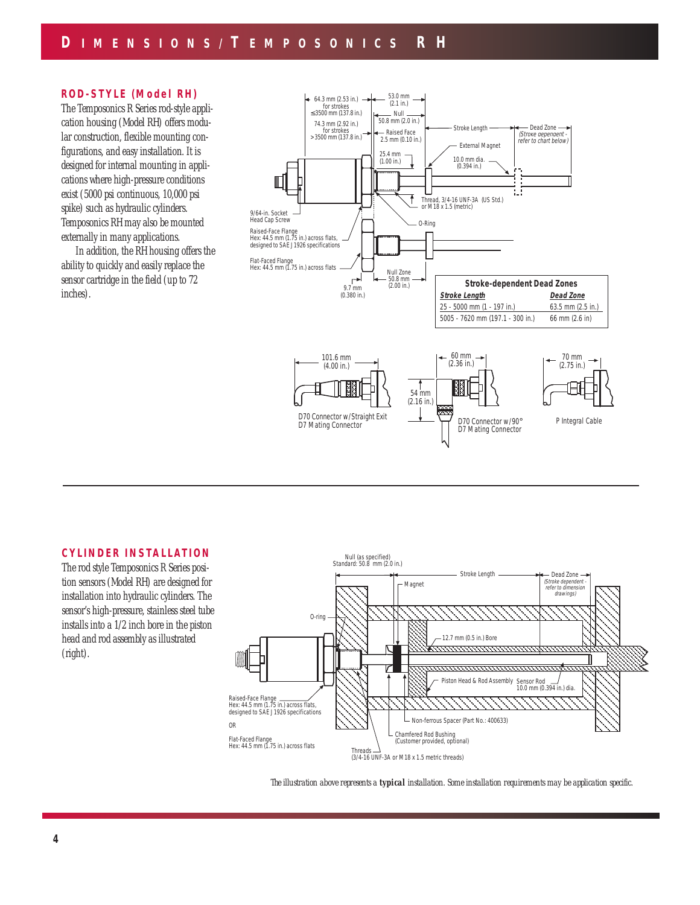# DIMENSIONS/TEMPOSONICS RH

## ROD-STYLE (Model RH)

The Temposonics R Series rod-style application housing (Model RH) offers modular construction, flexible mounting configurations, and easy installation. It is designed for internal mounting in applications where high-pressure conditions exist (5000 psi continuous, 10,000 psi spike) such as hydraulic cylinders. Temposonics RH may also be mounted externally in many applications.

In addition, the RH housing offers the ability to quickly and easily replace the sensor cartridge in the field (up to 72 inches).

64.3 mm (2.53 in.) for strokes ≤3500 mm (137.8 in.)

74.3 mm (2.92 in.) for strokes >3500 mm (137.8 in.)

53.0 mm (2.1 in.)

Null 50.8 mm (2.0 in.)

Raised Face 2.5 mm (0.10 in.)

25.4 mm (1.00 in.)

Stroke Length

Dead Zone (Stroke dependent - refer to chart below)

External Magnet

10.0 mm dia. (0.394 in.)

Thread, 3/4-16 UNF-3A (US Std.) or M 18 x 1.5 (metric)

9/64-in. Socket Head Cap Screw

O-Ring

Raised-Face Flange Hex: 44.5 mm (1.75 in.) across flats, designed to SAE J 1926 specifications

Flat-Faced Flange Hex: 44.5 mm (1.75 in.) across flats

Null Zone 50.8 mm (2.00 in.)

9.7 mm (0.380 in.)

| Stroke-dependent Dead Zones | |
|---|---|
| ***Stroke Length*** | ***Dead Zone*** |
| 25 - 5000 mm (1 - 197 in.) | 63.5 mm (2.5 in.) |
| 5005 - 7620 mm (197.1 - 300 in.) | 66 mm (2.6 in) |

101.6 mm (4.00 in.)

D70 Connector w/Straight Exit
D7 Mating Connector

60 mm (2.36 in.)

54 mm (2.16 in.)

D70 Connector w/90°
D7 Mating Connector

70 mm (2.75 in.)

P Integral Cable

## CYLINDER INSTALLATION

The rod style Temposonics R Series position sensors (Model RH) are designed for installation into hydraulic cylinders. The sensor's high-pressure, stainless steel tube installs into a 1/2 inch bore in the piston head and rod assembly as illustrated (right).

Null (as specified) Standard: 50.8 mm (2.0 in.)

Stroke Length

Dead Zone (Stroke dependent - refer to dimension drawings)

Magnet

O-ring

12.7 mm (0.5 in.) Bore

Piston Head & Rod Assembly

Sensor Rod 10.0 mm (0.394 in.) dia.

Raised-Face Flange Hex: 44.5 mm (1.75 in.) across flats, designed to SAE J 1926 specifications

OR

Flat-Faced Flange Hex: 44.5 mm (1.75 in.) across flats

Non-ferrous Spacer (Part No.: 400633)

Chamfered Rod Bushing (Customer provided, optional)

Threads (3/4-16 UNF-3A or M 18 x 1.5 metric threads)

The illustration above represents a **typical** installation. Some installation requirements may be application specific.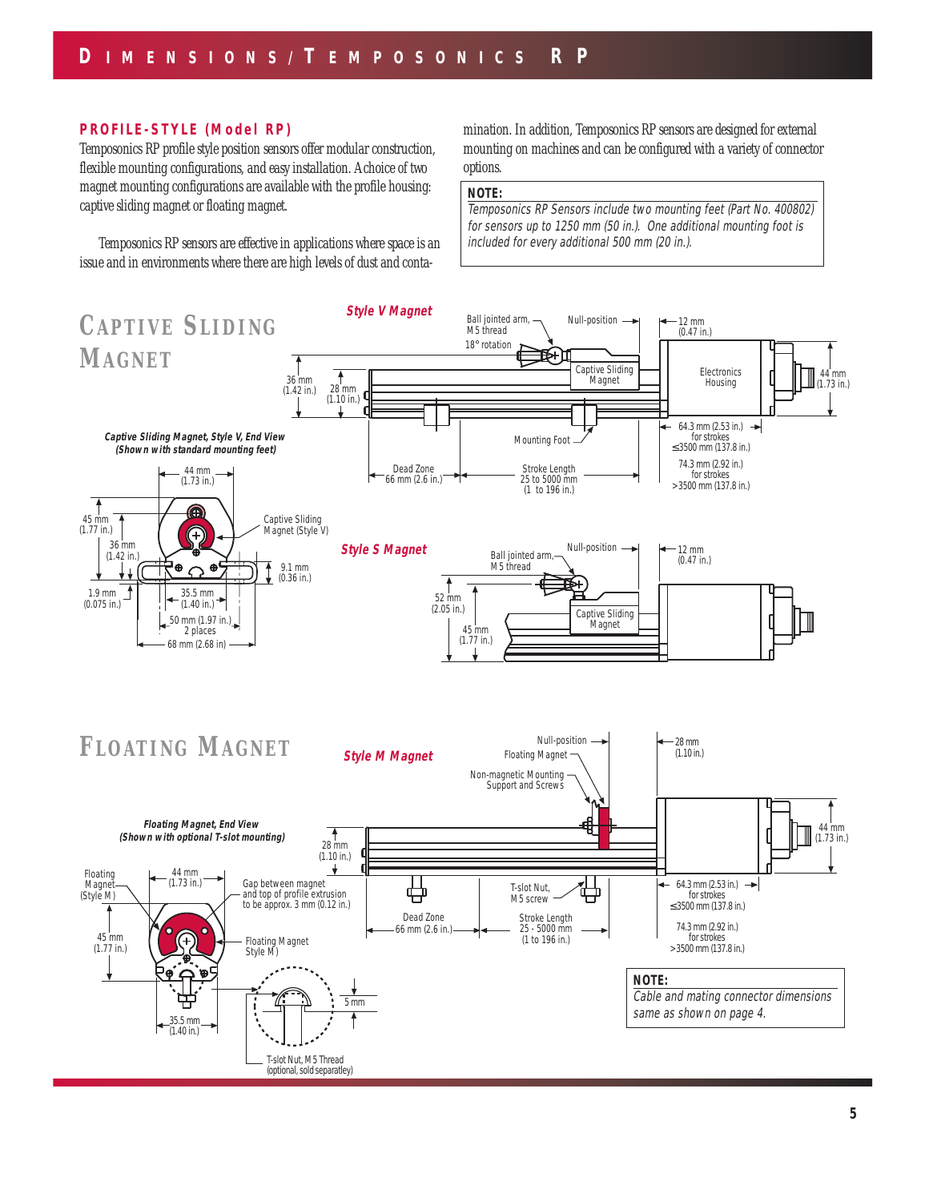# DIMENSIONS/TEMPOSONICS RP

## PROFILE-STYLE (Model RP)

Temposonics RP profile style position sensors offer modular construction, flexible mounting configurations, and easy installation. A choice of two magnet mounting configurations are available with the profile housing: captive sliding magnet or floating magnet.

Temposonics RP sensors are effective in applications where space is an issue and in environments where there are high levels of dust and contamination. In addition, Temposonics RP sensors are designed for external mounting on machines and can be configured with a variety of connector options.

> **NOTE:**
> *Temposonics RP Sensors include two mounting feet (Part No. 400802) for sensors up to 1250 mm (50 in.). One additional mounting foot is included for every additional 500 mm (20 in.).*

## CAPTIVE SLIDING MAGNET

**Style V Magnet**

Ball jointed arm, M5 thread
18° rotation
Null-position
12 mm (0.47 in.)
Captive Sliding Magnet
Electronics Housing
36 mm (1.42 in.)
28 mm (1.10 in.)
44 mm (1.73 in.)
Mounting Foot
64.3 mm (2.53 in.) for strokes ≤3500 mm (137.8 in.)
74.3 mm (2.92 in.) for strokes >3500 mm (137.8 in.)
Dead Zone 66 mm (2.6 in.)
Stroke Length 25 to 5000 mm (1 to 196 in.)

***Captive Sliding Magnet, Style V, End View (Shown with standard mounting feet)***

44 mm (1.73 in.)
45 mm (1.77 in.)
36 mm (1.42 in.)
Captive Sliding Magnet (Style V)
9.1 mm (0.36 in.)
1.9 mm (0.075 in.)
35.5 mm (1.40 in.)
50 mm (1.97 in.) 2 places
68 mm (2.68 in)

**Style S Magnet**

Ball jointed arm, M5 thread
Null-position
12 mm (0.47 in.)
52 mm (2.05 in.)
45 mm (1.77 in.)
Captive Sliding Magnet

## FLOATING MAGNET

**Style M Magnet**

Null-position
Floating Magnet
Non-magnetic Mounting Support and Screws
28 mm (1.10 in.)
28 mm (1.10 in.)
44 mm (1.73 in.)
T-slot Nut, M5 screw
64.3 mm (2.53 in.) for strokes ≤3500 mm (137.8 in.)
74.3 mm (2.92 in.) for strokes >3500 mm (137.8 in.)
Dead Zone 66 mm (2.6 in.)
Stroke Length 25 - 5000 mm (1 to 196 in.)

***Floating Magnet, End View (Shown with optional T-slot mounting)***

Floating Magnet (Style M)
44 mm (1.73 in.)
Gap between magnet and top of profile extrusion to be approx. 3 mm (0.12 in.)
45 mm (1.77 in.)
Floating Magnet Style M)
5 mm
35.5 mm (1.40 in.)
T-slot Nut, M5 Thread (optional, sold separatley)

> **NOTE:**
> *Cable and mating connector dimensions same as shown on page 4.*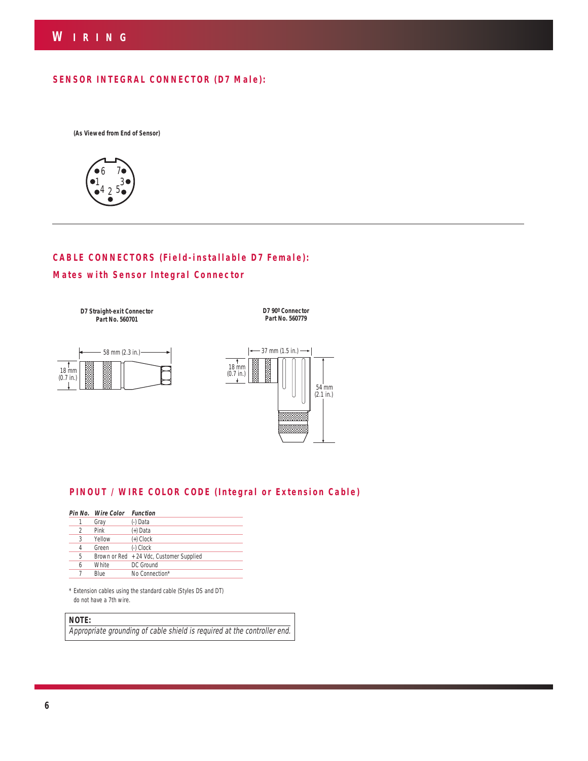# WIRING

## SENSOR INTEGRAL CONNECTOR (D7 Male):

**(As Viewed from End of Sensor)**

6 7
1 3
4 2 5

---

## CABLE CONNECTORS (Field-installable D7 Female):
## Mates with Sensor Integral Connector

**D7 Straight-exit Connector**
**Part No. 560701**

58 mm (2.3 in.)
18 mm (0.7 in.)

**D7 90º Connector**
**Part No. 560779**

37 mm (1.5 in.)
18 mm (0.7 in.)
54 mm (2.1 in.)

## PINOUT / WIRE COLOR CODE (Integral or Extension Cable)

| *Pin No.* | *Wire Color* | *Function* |
|---|---|---|
| 1 | Gray | (-) Data |
| 2 | Pink | (+) Data |
| 3 | Yellow | (+) Clock |
| 4 | Green | (-) Clock |
| 5 | Brown or Red | +24 Vdc, Customer Supplied |
| 6 | White | DC Ground |
| 7 | Blue | No Connection* |

\* Extension cables using the standard cable (Styles DS and DT) do not have a 7th wire.

**NOTE:**
*Appropriate grounding of cable shield is required at the controller end.*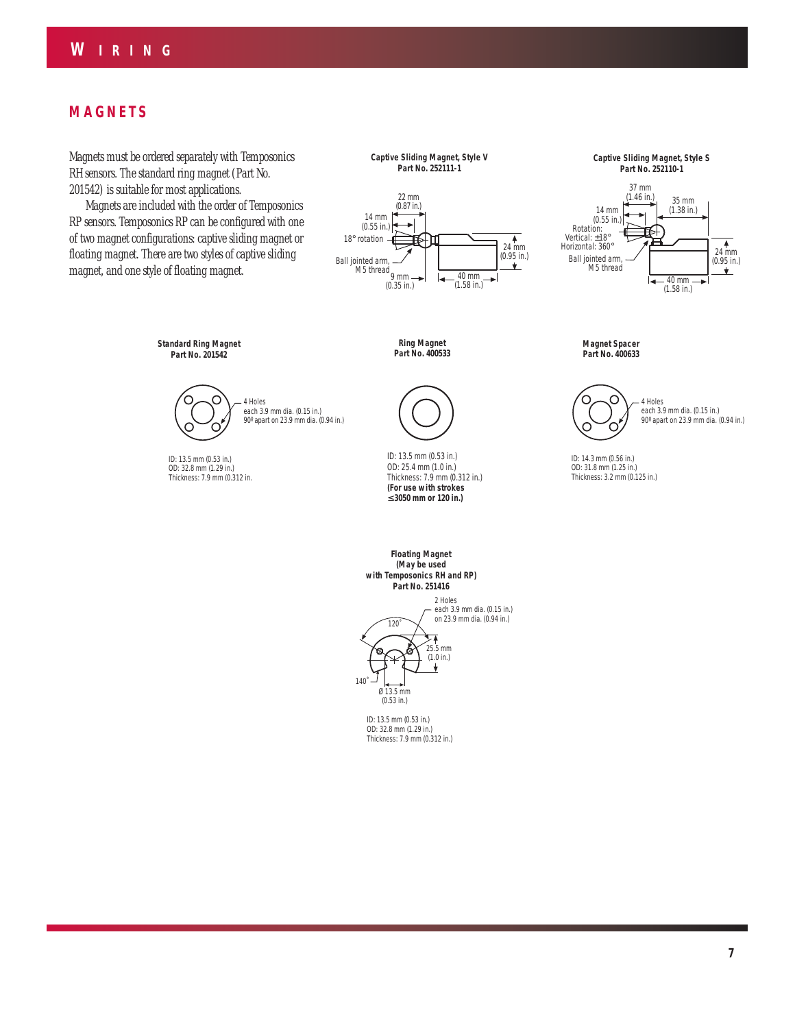## MAGNETS

Magnets must be ordered separately with Temposonics RH sensors. The standard ring magnet (Part No. 201542) is suitable for most applications.

Magnets are included with the order of Temposonics RP sensors. Temposonics RP can be configured with one of two magnet configurations: captive sliding magnet or floating magnet. There are two styles of captive sliding magnet, and one style of floating magnet.

**Captive Sliding Magnet, Style V**
**Part No. 252111-1**

22 mm (0.87 in.)
14 mm (0.55 in.)
18° rotation
Ball jointed arm, M5 thread
9 mm (0.35 in.)
40 mm (1.58 in.)
24 mm (0.95 in.)

**Captive Sliding Magnet, Style S**
**Part No. 252110-1**

37 mm (1.46 in.)
35 mm (1.38 in.)
14 mm (0.55 in.)
Rotation: Vertical: ±18° Horizontal: 360°
Ball jointed arm, M5 thread
24 mm (0.95 in.)
40 mm (1.58 in.)

**Standard Ring Magnet**
**Part No. 201542**

4 Holes each 3.9 mm dia. (0.15 in.) 90º apart on 23.9 mm dia. (0.94 in.)

ID: 13.5 mm (0.53 in.)
OD: 32.8 mm (1.29 in.)
Thickness: 7.9 mm (0.312 in.

**Ring Magnet**
**Part No. 400533**

ID: 13.5 mm (0.53 in.)
OD: 25.4 mm (1.0 in.)
Thickness: 7.9 mm (0.312 in.)
**(For use with strokes ≤3050 mm or 120 in.)**

**Magnet Spacer**
**Part No. 400633**

4 Holes each 3.9 mm dia. (0.15 in.) 90º apart on 23.9 mm dia. (0.94 in.)

ID: 14.3 mm (0.56 in.)
OD: 31.8 mm (1.25 in.)
Thickness: 3.2 mm (0.125 in.)

**Floating Magnet**
**(May be used with Temposonics RH and RP)**
**Part No. 251416**

2 Holes each 3.9 mm dia. (0.15 in.) on 23.9 mm dia. (0.94 in.)
120°
25.5 mm (1.0 in.)
140°
Ø 13.5 mm (0.53 in.)

ID: 13.5 mm (0.53 in.)
OD: 32.8 mm (1.29 in.)
Thickness: 7.9 mm (0.312 in.)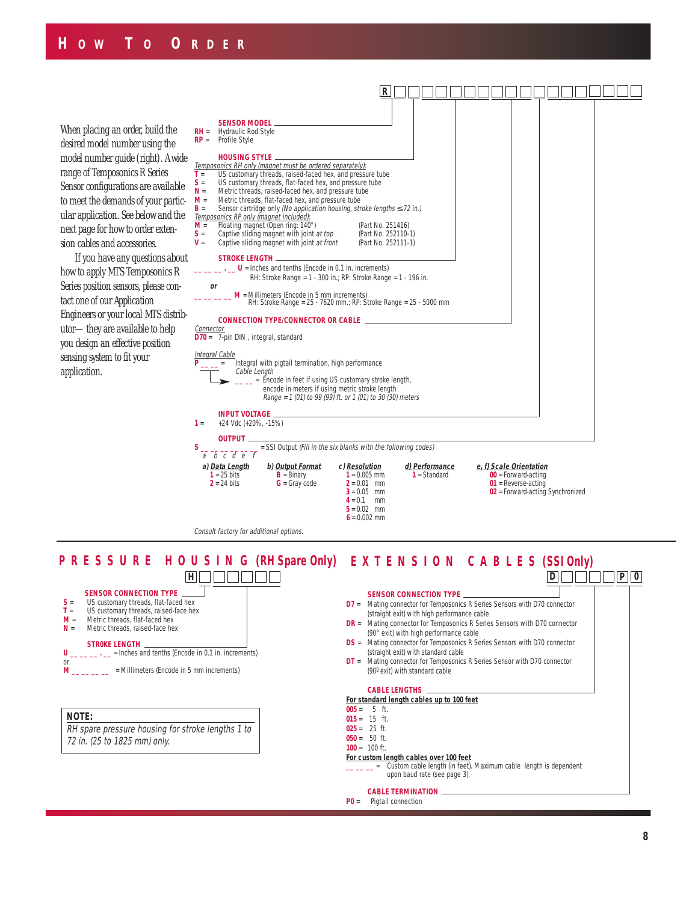# HOW TO ORDER

When placing an order, build the desired model number using the model number guide (right). A wide range of Temposonics R Series Sensor configurations are available to meet the demands of your particular application. See below and the next page for how to order extension cables and accessories.

If you have any questions about how to apply MTS Temposonics R Series position sensors, please contact one of our Application Engineers or your local MTS distributor— they are available to help you design an effective position sensing system to fit your application.

**R** ☐☐☐☐☐☐☐☐☐☐☐☐☐☐☐☐☐

**SENSOR MODEL**

- **RH** = Hydraulic Rod Style
- **RP** = Profile Style

**HOUSING STYLE**

*Temposonics RH only (magnet must be ordered separately):*

- **T** = US customary threads, raised-faced hex, and pressure tube
- **S** = US customary threads, flat-faced hex, and pressure tube
- **N** = Metric threads, raised-faced hex, and pressure tube
- **M** = Metric threads, flat-faced hex, and pressure tube
- **B** = Sensor cartridge only *(No application housing, stroke lengths ≤ 72 in.)*

*Temposonics RP only (magnet included):*

- **M** = Floating magnet (Open ring: 140°) (Part No. 251416)
- **S** = Captive sliding magnet with joint *at top* (Part No. 252110-1)
- **V** = Captive sliding magnet with joint *at front* (Part No. 252111-1)

**STROKE LENGTH**

\_ \_ \_ \_ \_ . \_ \_ **U** = Inches and tenths (Encode in 0.1 in. increments)
RH: Stroke Range = 1 - 300 in.; RP: Stroke Range = 1 - 196 in.

***or***

\_ \_ \_ \_ \_ \_ **M** = Millimeters (Encode in 5 mm increments)
RH: Stroke Range = 25 - 7620 mm.; RP: Stroke Range = 25 - 5000 mm

**CONNECTION TYPE/CONNECTOR OR CABLE**

*Connector*

- **D70** = 7-pin DIN , integral, standard

*Integral Cable*

- **P** \_ \_ \_ = Integral with pigtail termination, high performance
  - *Cable Length*
  - \_ \_ \_ = Encode in feet if using US customary stroke length, encode in meters if using metric stroke length
    *Range = 1 (01) to 99 (99) ft. or 1 (01) to 30 (30) meters*

**INPUT VOLTAGE**

- **1** = +24 Vdc (+20%, -15%)

**OUTPUT**

**S** \_ \_ \_ \_ \_ \_ = SSI Output *(Fill in the six blanks with the following codes)*
a b c d e f

| a) Data Length | b) Output Format | c) Resolution | d) Performance | e, f) Scale Orientation |
|---|---|---|---|---|
| **1** = 25 bits | **B** = Binary | **1** = 0.005 mm | **1** = Standard | **00** = Forward-acting |
| **2** = 24 bits | **G** = Gray code | **2** = 0.01 mm | | **01** = Reverse-acting |
| | | **3** = 0.05 mm | | **02** = Forward-acting Synchronized |
| | | **4** = 0.1 mm | | |
| | | **5** = 0.02 mm | | |
| | | **6** = 0.002 mm | | |

*Consult factory for additional options.*

## PRESSURE HOUSING (RH Spare Only)

**H** ☐☐☐☐☐☐

**SENSOR CONNECTION TYPE**

- **S** = US customary threads, flat-faced hex
- **T** = US customary threads, raised-face hex
- **M** = Metric threads, flat-faced hex
- **N** = Metric threads, raised-face hex

**STROKE LENGTH**

**U** \_ \_ \_ \_ \_ . \_ \_ = Inches and tenths (Encode in 0.1 in. increments)
or
**M** \_ \_ \_ \_ \_ \_ = Millimeters (Encode in 5 mm increments)

> **NOTE:**
> *RH spare pressure housing for stroke lengths 1 to 72 in. (25 to 1825 mm) only.*

## EXTENSION CABLES (SSI Only)

**D** ☐☐☐☐ **P** **0**

**SENSOR CONNECTION TYPE**

- **D7** = Mating connector for Temposonics R Series Sensors with D70 connector (straight exit) with high performance cable
- **DR** = Mating connector for Temposonics R Series Sensors with D70 connector (90° exit) with high performance cable
- **DS** = Mating connector for Temposonics R Series Sensors with D70 connector (straight exit) with standard cable
- **DT** = Mating connector for Temposonics R Series Sensor with D70 connector (90º exit) with standard cable

**CABLE LENGTHS**

**For standard length cables up to 100 feet**

- **005** = 5 ft.
- **015** = 15 ft.
- **025** = 25 ft.
- **050** = 50 ft.
- **100** = 100 ft.

**For custom length cables over 100 feet**

- \_ \_ \_ \_ = Custom cable length (in feet). Maximum cable length is dependent upon baud rate (see page 3).

**CABLE TERMINATION**

- **P0** = Pigtail connection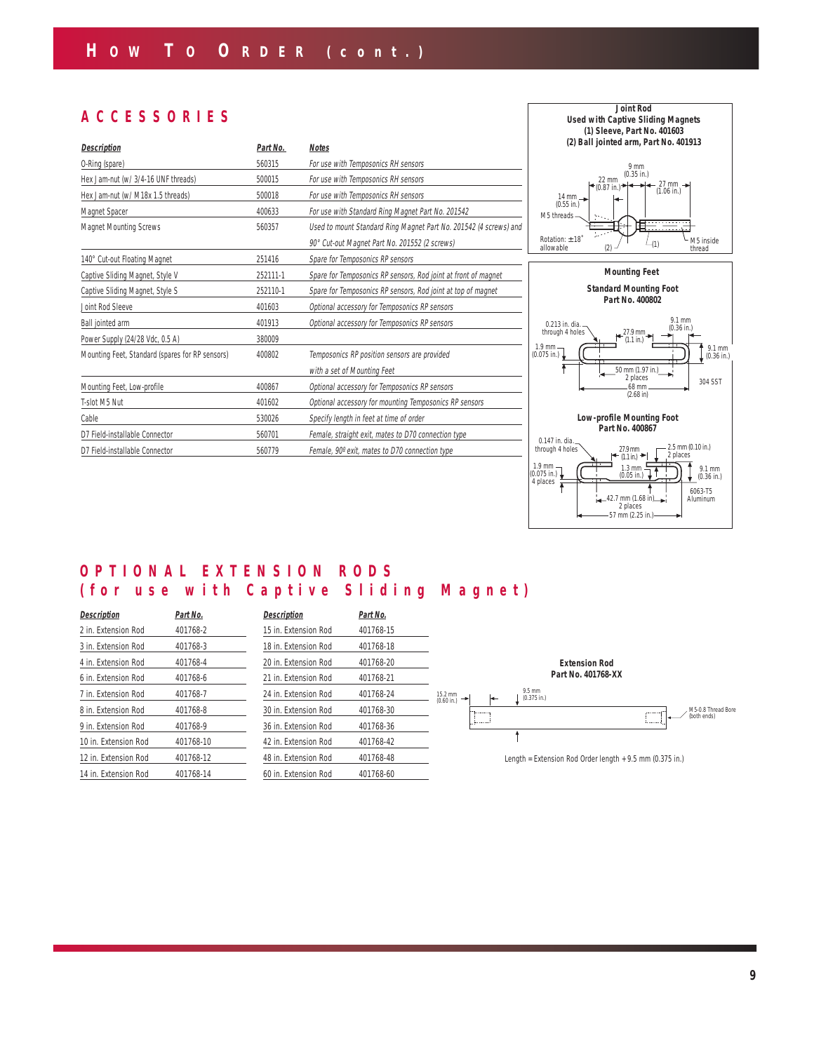# How To Order (cont.)

## ACCESSORIES

| Description | Part No. | Notes |
|---|---|---|
| O-Ring (spare) | 560315 | For use with Temposonics RH sensors |
| Hex Jam-nut (w/ 3/4-16 UNF threads) | 500015 | For use with Temposonics RH sensors |
| Hex Jam-nut (w/ M18x 1.5 threads) | 500018 | For use with Temposonics RH sensors |
| Magnet Spacer | 400633 | For use with Standard Ring Magnet Part No. 201542 |
| Magnet Mounting Screws | 560357 | Used to mount Standard Ring Magnet Part No. 201542 (4 screws) and 90° Cut-out Magnet Part No. 201552 (2 screws) |
| 140° Cut-out Floating Magnet | 251416 | Spare for Temposonics RP sensors |
| Captive Sliding Magnet, Style V | 252111-1 | Spare for Temposonics RP sensors, Rod joint at front of magnet |
| Captive Sliding Magnet, Style S | 252110-1 | Spare for Temposonics RP sensors, Rod joint at top of magnet |
| Joint Rod Sleeve | 401603 | Optional accessory for Temposonics RP sensors |
| Ball jointed arm | 401913 | Optional accessory for Temposonics RP sensors |
| Power Supply (24/28 Vdc, 0.5 A) | 380009 | |
| Mounting Feet, Standard (spares for RP sensors) | 400802 | Temposonics RP position sensors are provided with a set of Mounting Feet |
| Mounting Feet, Low-profile | 400867 | Optional accessory for Temposonics RP sensors |
| T-slot M5 Nut | 401602 | Optional accessory for mounting Temposonics RP sensors |
| Cable | 530026 | Specify length in feet at time of order |
| D7 Field-installable Connector | 560701 | Female, straight exit, mates to D70 connection type |
| D7 Field-installable Connector | 560779 | Female, 90º exit, mates to D70 connection type |

**Joint Rod**
**Used with Captive Sliding Magnets**
**(1) Sleeve, Part No. 401603**
**(2) Ball jointed arm, Part No. 401913**

9 mm (0.35 in.) · 22 mm (0.87 in.) · 27 mm (1.06 in.) · 14 mm (0.55 in.) · M5 threads · Rotation: ±18° allowable · (2) · (1) · M5 inside thread

**Mounting Feet**

**Standard Mounting Foot**
**Part No. 400802**

0.213 in. dia. through 4 holes · 27.9 mm (1.1 in.) · 9.1 mm (0.36 in.) · 1.9 mm (0.075 in.) · 9.1 mm (0.36 in.) · 50 mm (1.97 in.) 2 places · 68 mm (2.68 in) · 304 SST

**Low-profile Mounting Foot**
**Part No. 400867**

0.147 in. dia. through 4 holes · 27.9 mm (1.1 in.) · 2.5 mm (0.10 in.) 2 places · 1.9 mm (0.075 in.) 4 places · 1.3 mm (0.05 in.) · 9.1 mm (0.36 in.) · 6063-T5 Aluminum · 42.7 mm (1.68 in) 2 places · 57 mm (2.25 in.)

## OPTIONAL EXTENSION RODS (for use with Captive Sliding Magnet)

| Description | Part No. | Description | Part No. |
|---|---|---|---|
| 2 in. Extension Rod | 401768-2 | 15 in. Extension Rod | 401768-15 |
| 3 in. Extension Rod | 401768-3 | 18 in. Extension Rod | 401768-18 |
| 4 in. Extension Rod | 401768-4 | 20 in. Extension Rod | 401768-20 |
| 6 in. Extension Rod | 401768-6 | 21 in. Extension Rod | 401768-21 |
| 7 in. Extension Rod | 401768-7 | 24 in. Extension Rod | 401768-24 |
| 8 in. Extension Rod | 401768-8 | 30 in. Extension Rod | 401768-30 |
| 9 in. Extension Rod | 401768-9 | 36 in. Extension Rod | 401768-36 |
| 10 in. Extension Rod | 401768-10 | 42 in. Extension Rod | 401768-42 |
| 12 in. Extension Rod | 401768-12 | 48 in. Extension Rod | 401768-48 |
| 14 in. Extension Rod | 401768-14 | 60 in. Extension Rod | 401768-60 |

**Extension Rod**
**Part No. 401768-XX**

15.2 mm (0.60 in.) · 9.5 mm (0.375 in.) · M5-0.8 Thread Bore (both ends)

Length = Extension Rod Order length + 9.5 mm (0.375 in.)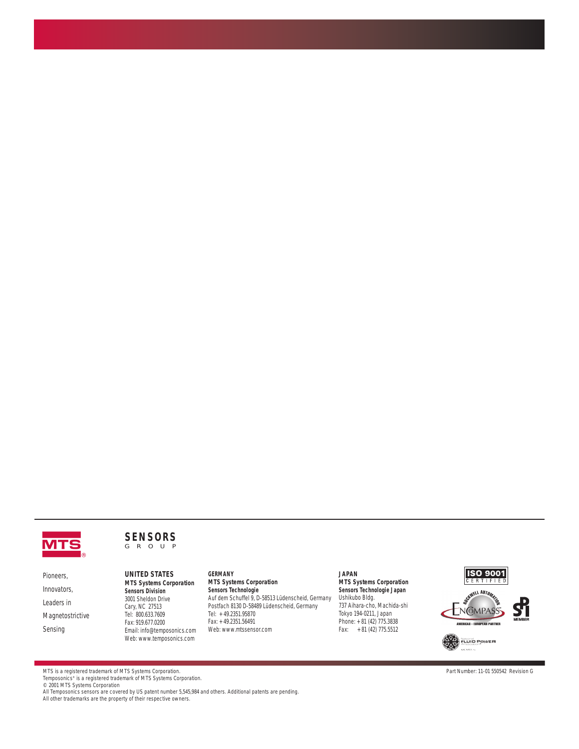MTS

SENSORS
GROUP

Pioneers,

Innovators,

Leaders in

Magnetostrictive

Sensing

**UNITED STATES**
**MTS Systems Corporation**
**Sensors Division**
3001 Sheldon Drive
Cary, NC 27513
Tel: 800.633.7609
Fax: 919.677.0200
Email: info@temposonics.com
Web: www.temposonics.com

**GERMANY**
**MTS Systems Corporation**
**Sensors Technologie**
Auf dem Schuffel 9, D-58513 Lüdenscheid, Germany
Postfach 8130 D-58489 Lüdenscheid, Germany
Tel: +49.2351.95870
Fax: +49.2351.56491
Web: www.mtssensor.com

**JAPAN**
**MTS Systems Corporation**
**Sensors Technologie Japan**
Ushikubo Bldg.
737 Aihara-cho, Machida-shi
Tokyo 194-0211, Japan
Phone: +81 (42) 775.3838
Fax: +81 (42) 775.5512

ISO 9001 CERTIFIED

Rockwell Automation Encompass — Americas • European Partner

SPI Member

National Fluid Power Association Member

MTS is a registered trademark of MTS Systems Corporation.
Temposonics® is a registered trademark of MTS Systems Corporation.
© 2001 MTS Systems Corporation
All Temposonics sensors are covered by US patent number 5,545,984 and others. Additional patents are pending.
All other trademarks are the property of their respective owners.

Part Number: 11-01 550542 Revision G